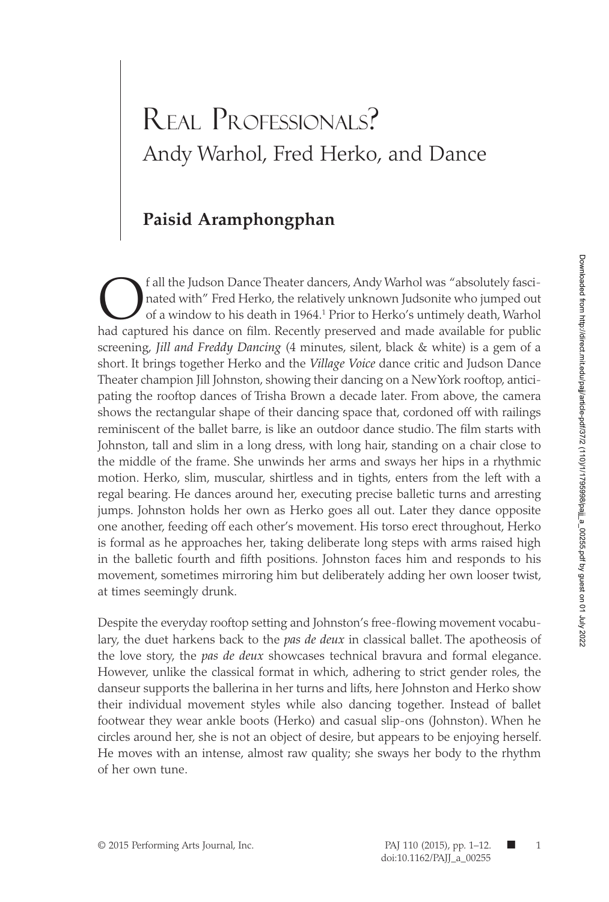# Real Professionals?

## Andy Warhol, Fred Herko, and Dance

**Paisid Aramphongphan**

Of all the Judson Dance Theater dancers, Andy Warhol was "absolutely fascinated with" Fred Herko, the relatively unknown Judsonite who jumped out of a window to his death in 1964.[1] Prior to Herko's untimely death, Warhol had captured his dance on film. Recently preserved and made available for public screening, *Jill and Freddy Dancing* (4 minutes, silent, black & white) is a gem of a short. It brings together Herko and the *Village Voice* dance critic and Judson Dance Theater champion Jill Johnston, showing their dancing on a New York rooftop, anticipating the rooftop dances of Trisha Brown a decade later. From above, the camera shows the rectangular shape of their dancing space that, cordoned off with railings reminiscent of the ballet barre, is like an outdoor dance studio. The film starts with Johnston, tall and slim in a long dress, with long hair, standing on a chair close to the middle of the frame. She unwinds her arms and sways her hips in a rhythmic motion. Herko, slim, muscular, shirtless and in tights, enters from the left with a regal bearing. He dances around her, executing precise balletic turns and arresting jumps. Johnston holds her own as Herko goes all out. Later they dance opposite one another, feeding off each other's movement. His torso erect throughout, Herko is formal as he approaches her, taking deliberate long steps with arms raised high in the balletic fourth and fifth positions. Johnston faces him and responds to his movement, sometimes mirroring him but deliberately adding her own looser twist, at times seemingly drunk.

Despite the everyday rooftop setting and Johnston's free-flowing movement vocabulary, the duet harkens back to the *pas de deux* in classical ballet. The apotheosis of the love story, the *pas de deux* showcases technical bravura and formal elegance. However, unlike the classical format in which, adhering to strict gender roles, the danseur supports the ballerina in her turns and lifts, here Johnston and Herko show their individual movement styles while also dancing together. Instead of ballet footwear they wear ankle boots (Herko) and casual slip-ons (Johnston). When he circles around her, she is not an object of desire, but appears to be enjoying herself. He moves with an intense, almost raw quality; she sways her body to the rhythm of her own tune.

© 2015 Performing Arts Journal, Inc.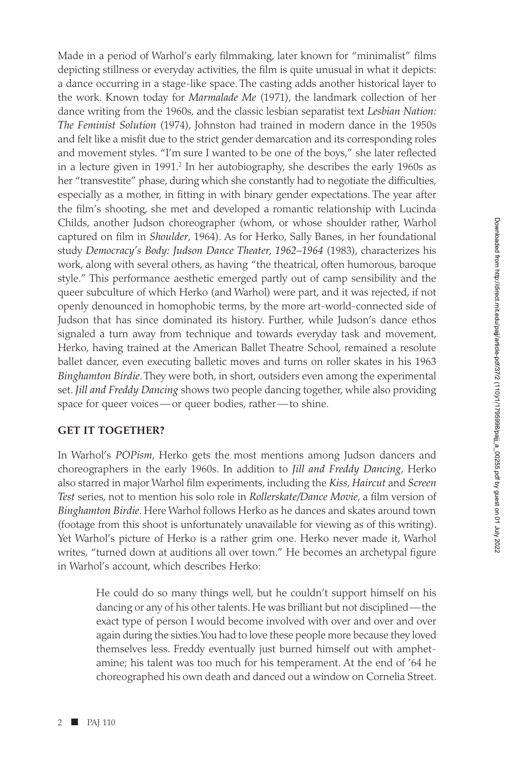Made in a period of Warhol's early filmmaking, later known for "minimalist" films depicting stillness or everyday activities, the film is quite unusual in what it depicts: a dance occurring in a stage-like space. The casting adds another historical layer to the work. Known today for *Marmalade Me* (1971), the landmark collection of her dance writing from the 1960s, and the classic lesbian separatist text *Lesbian Nation: The Feminist Solution* (1974), Johnston had trained in modern dance in the 1950s and felt like a misfit due to the strict gender demarcation and its corresponding roles and movement styles. "I'm sure I wanted to be one of the boys," she later reflected in a lecture given in 1991.[2] In her autobiography, she describes the early 1960s as her "transvestite" phase, during which she constantly had to negotiate the difficulties, especially as a mother, in fitting in with binary gender expectations. The year after the film's shooting, she met and developed a romantic relationship with Lucinda Childs, another Judson choreographer (whom, or whose shoulder rather, Warhol captured on film in *Shoulder*, 1964). As for Herko, Sally Banes, in her foundational study *Democracy's Body: Judson Dance Theater, 1962–1964* (1983), characterizes his work, along with several others, as having "the theatrical, often humorous, baroque style." This performance aesthetic emerged partly out of camp sensibility and the queer subculture of which Herko (and Warhol) were part, and it was rejected, if not openly denounced in homophobic terms, by the more art-world-connected side of Judson that has since dominated its history. Further, while Judson's dance ethos signaled a turn away from technique and towards everyday task and movement, Herko, having trained at the American Ballet Theatre School, remained a resolute ballet dancer, even executing balletic moves and turns on roller skates in his 1963 *Binghamton Birdie*. They were both, in short, outsiders even among the experimental set. *Jill and Freddy Dancing* shows two people dancing together, while also providing space for queer voices—or queer bodies, rather—to shine.

## GET IT TOGETHER?

In Warhol's *POPism*, Herko gets the most mentions among Judson dancers and choreographers in the early 1960s. In addition to *Jill and Freddy Dancing*, Herko also starred in major Warhol film experiments, including the *Kiss*, *Haircut* and *Screen Test* series, not to mention his solo role in *Rollerskate/Dance Movie*, a film version of *Binghamton Birdie*. Here Warhol follows Herko as he dances and skates around town (footage from this shoot is unfortunately unavailable for viewing as of this writing). Yet Warhol's picture of Herko is a rather grim one. Herko never made it, Warhol writes, "turned down at auditions all over town." He becomes an archetypal figure in Warhol's account, which describes Herko:

> He could do so many things well, but he couldn't support himself on his dancing or any of his other talents. He was brilliant but not disciplined—the exact type of person I would become involved with over and over and over again during the sixties. You had to love these people more because they loved themselves less. Freddy eventually just burned himself out with amphetamine; his talent was too much for his temperament. At the end of '64 he choreographed his own death and danced out a window on Cornelia Street.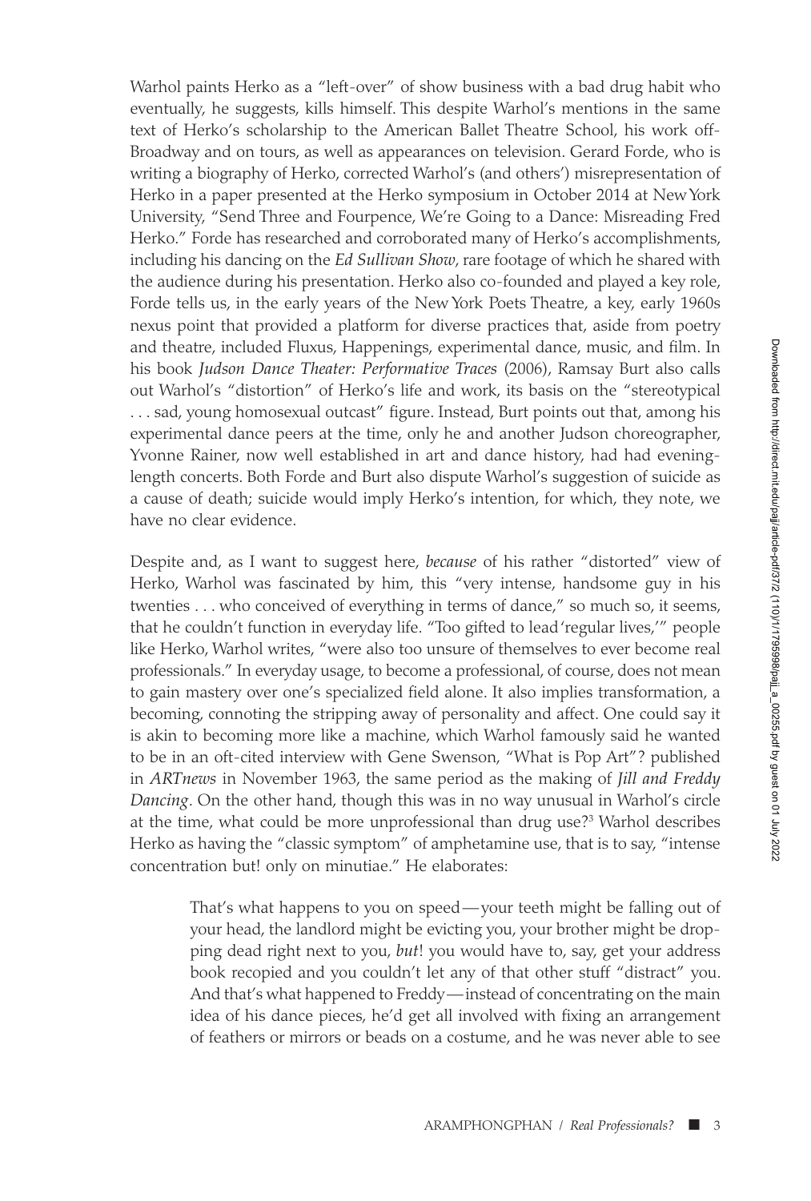Warhol paints Herko as a "left-over" of show business with a bad drug habit who eventually, he suggests, kills himself. This despite Warhol's mentions in the same text of Herko's scholarship to the American Ballet Theatre School, his work off-Broadway and on tours, as well as appearances on television. Gerard Forde, who is writing a biography of Herko, corrected Warhol's (and others') misrepresentation of Herko in a paper presented at the Herko symposium in October 2014 at New York University, "Send Three and Fourpence, We're Going to a Dance: Misreading Fred Herko." Forde has researched and corroborated many of Herko's accomplishments, including his dancing on the *Ed Sullivan Show*, rare footage of which he shared with the audience during his presentation. Herko also co-founded and played a key role, Forde tells us, in the early years of the New York Poets Theatre, a key, early 1960s nexus point that provided a platform for diverse practices that, aside from poetry and theatre, included Fluxus, Happenings, experimental dance, music, and film. In his book *Judson Dance Theater: Performative Traces* (2006), Ramsay Burt also calls out Warhol's "distortion" of Herko's life and work, its basis on the "stereotypical . . . sad, young homosexual outcast" figure. Instead, Burt points out that, among his experimental dance peers at the time, only he and another Judson choreographer, Yvonne Rainer, now well established in art and dance history, had had evening-length concerts. Both Forde and Burt also dispute Warhol's suggestion of suicide as a cause of death; suicide would imply Herko's intention, for which, they note, we have no clear evidence.

Despite and, as I want to suggest here, *because* of his rather "distorted" view of Herko, Warhol was fascinated by him, this "very intense, handsome guy in his twenties . . . who conceived of everything in terms of dance," so much so, it seems, that he couldn't function in everyday life. "Too gifted to lead 'regular lives,'" people like Herko, Warhol writes, "were also too unsure of themselves to ever become real professionals." In everyday usage, to become a professional, of course, does not mean to gain mastery over one's specialized field alone. It also implies transformation, a becoming, connoting the stripping away of personality and affect. One could say it is akin to becoming more like a machine, which Warhol famously said he wanted to be in an oft-cited interview with Gene Swenson, "What is Pop Art"? published in *ARTnews* in November 1963, the same period as the making of *Jill and Freddy Dancing*. On the other hand, though this was in no way unusual in Warhol's circle at the time, what could be more unprofessional than drug use?[3] Warhol describes Herko as having the "classic symptom" of amphetamine use, that is to say, "intense concentration but! only on minutiae." He elaborates:

> That's what happens to you on speed—your teeth might be falling out of your head, the landlord might be evicting you, your brother might be dropping dead right next to you, *but*! you would have to, say, get your address book recopied and you couldn't let any of that other stuff "distract" you. And that's what happened to Freddy—instead of concentrating on the main idea of his dance pieces, he'd get all involved with fixing an arrangement of feathers or mirrors or beads on a costume, and he was never able to see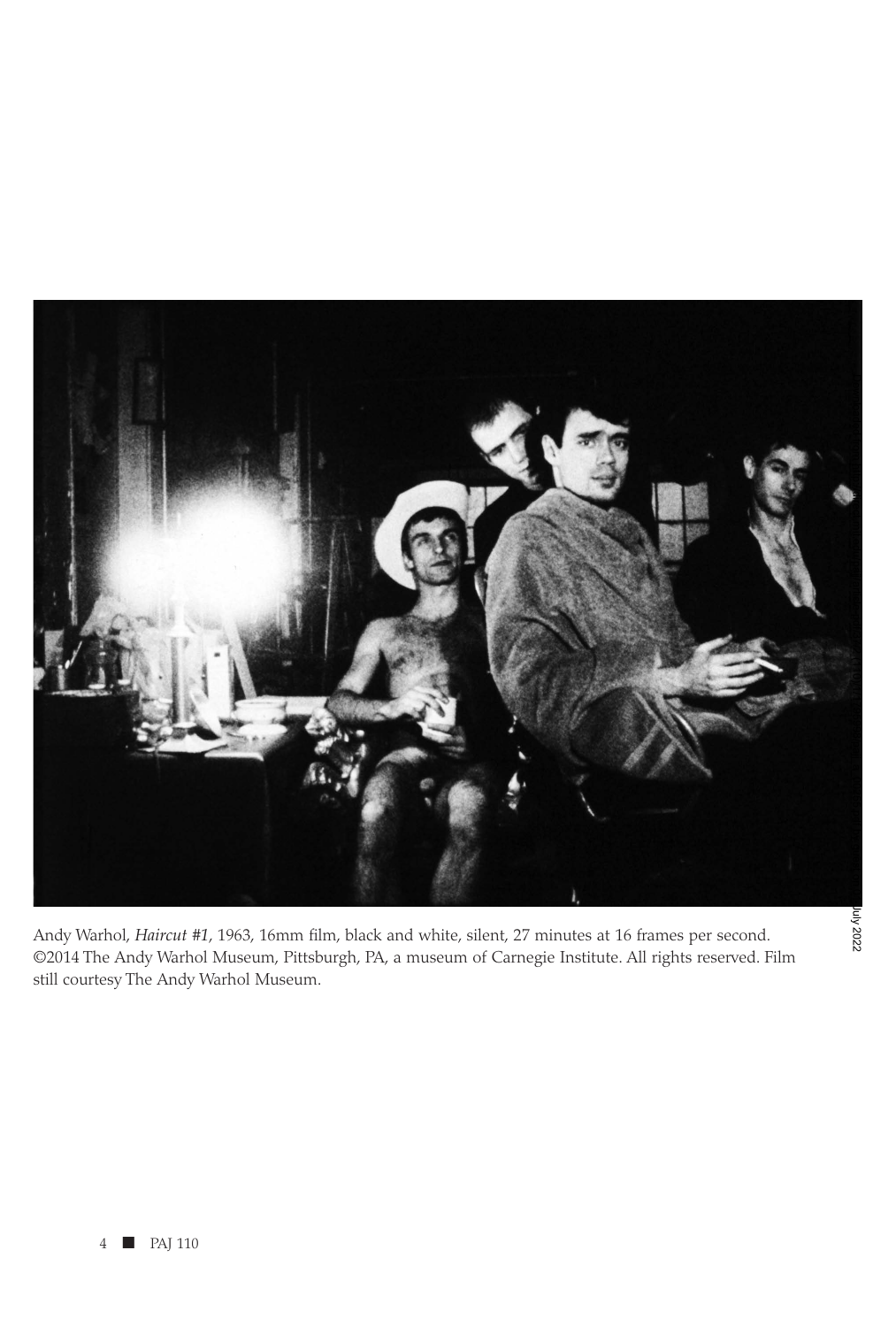Andy Warhol, *Haircut #1*, 1963, 16mm film, black and white, silent, 27 minutes at 16 frames per second. ©2014 The Andy Warhol Museum, Pittsburgh, PA, a museum of Carnegie Institute. All rights reserved. Film still courtesy The Andy Warhol Museum.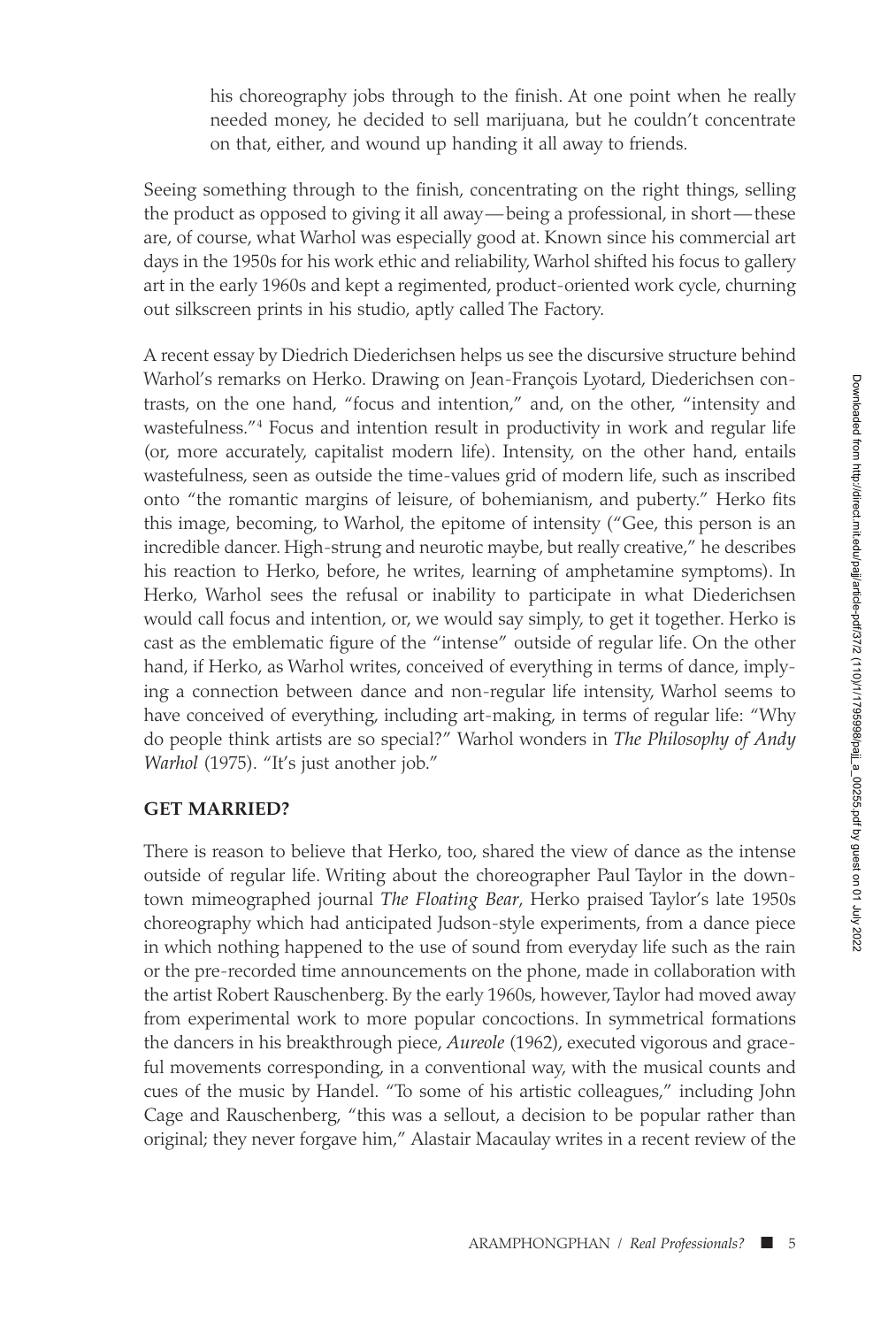> his choreography jobs through to the finish. At one point when he really needed money, he decided to sell marijuana, but he couldn't concentrate on that, either, and wound up handing it all away to friends.

Seeing something through to the finish, concentrating on the right things, selling the product as opposed to giving it all away—being a professional, in short—these are, of course, what Warhol was especially good at. Known since his commercial art days in the 1950s for his work ethic and reliability, Warhol shifted his focus to gallery art in the early 1960s and kept a regimented, product-oriented work cycle, churning out silkscreen prints in his studio, aptly called The Factory.

A recent essay by Diedrich Diederichsen helps us see the discursive structure behind Warhol's remarks on Herko. Drawing on Jean-François Lyotard, Diederichsen contrasts, on the one hand, "focus and intention," and, on the other, "intensity and wastefulness."[4] Focus and intention result in productivity in work and regular life (or, more accurately, capitalist modern life). Intensity, on the other hand, entails wastefulness, seen as outside the time-values grid of modern life, such as inscribed onto "the romantic margins of leisure, of bohemianism, and puberty." Herko fits this image, becoming, to Warhol, the epitome of intensity ("Gee, this person is an incredible dancer. High-strung and neurotic maybe, but really creative," he describes his reaction to Herko, before, he writes, learning of amphetamine symptoms). In Herko, Warhol sees the refusal or inability to participate in what Diederichsen would call focus and intention, or, we would say simply, to get it together. Herko is cast as the emblematic figure of the "intense" outside of regular life. On the other hand, if Herko, as Warhol writes, conceived of everything in terms of dance, implying a connection between dance and non-regular life intensity, Warhol seems to have conceived of everything, including art-making, in terms of regular life: "Why do people think artists are so special?" Warhol wonders in *The Philosophy of Andy Warhol* (1975). "It's just another job."

## GET MARRIED?

There is reason to believe that Herko, too, shared the view of dance as the intense outside of regular life. Writing about the choreographer Paul Taylor in the downtown mimeographed journal *The Floating Bear*, Herko praised Taylor's late 1950s choreography which had anticipated Judson-style experiments, from a dance piece in which nothing happened to the use of sound from everyday life such as the rain or the pre-recorded time announcements on the phone, made in collaboration with the artist Robert Rauschenberg. By the early 1960s, however, Taylor had moved away from experimental work to more popular concoctions. In symmetrical formations the dancers in his breakthrough piece, *Aureole* (1962), executed vigorous and graceful movements corresponding, in a conventional way, with the musical counts and cues of the music by Handel. "To some of his artistic colleagues," including John Cage and Rauschenberg, "this was a sellout, a decision to be popular rather than original; they never forgave him," Alastair Macaulay writes in a recent review of the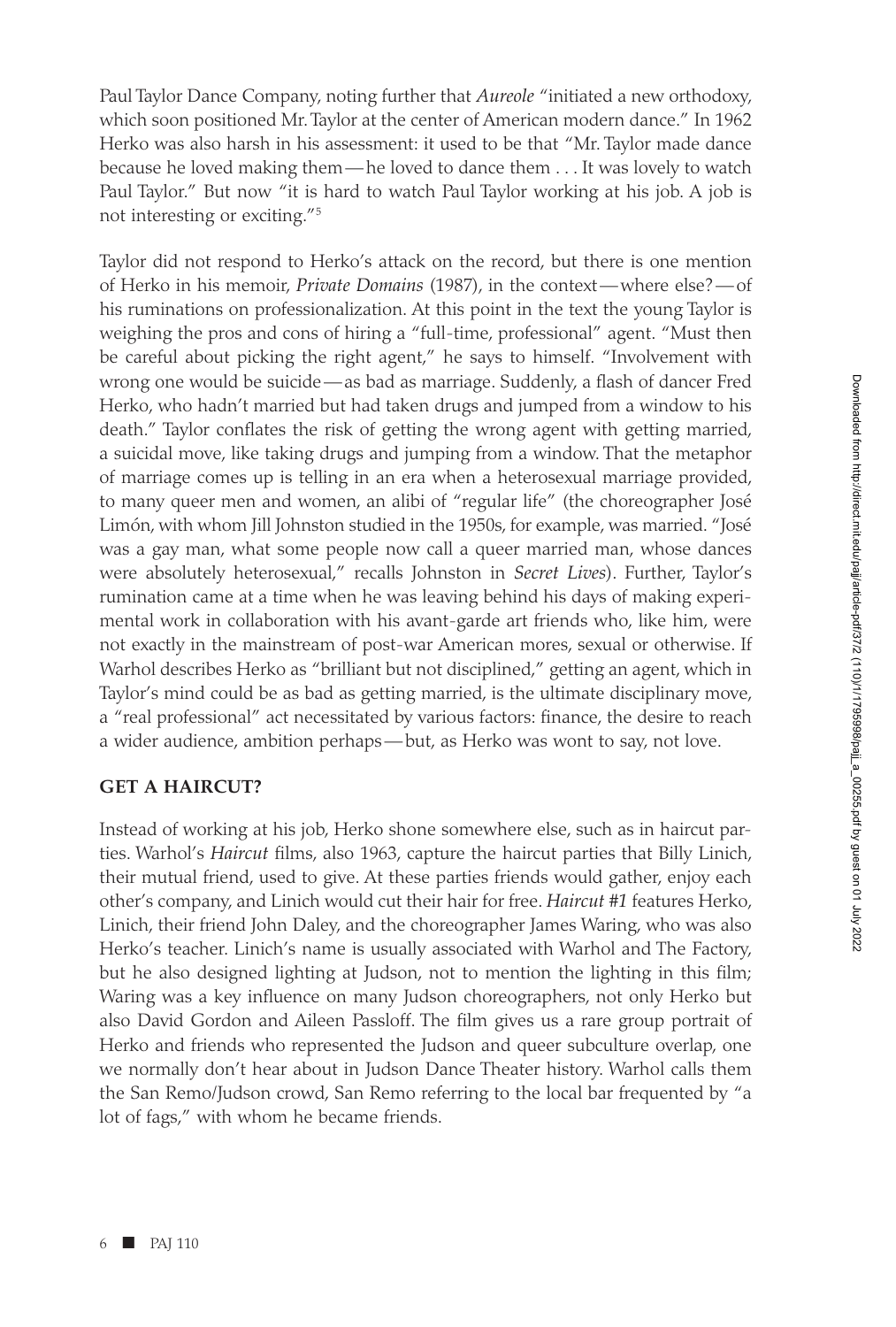Paul Taylor Dance Company, noting further that *Aureole* "initiated a new orthodoxy, which soon positioned Mr. Taylor at the center of American modern dance." In 1962 Herko was also harsh in his assessment: it used to be that "Mr. Taylor made dance because he loved making them—he loved to dance them . . . It was lovely to watch Paul Taylor." But now "it is hard to watch Paul Taylor working at his job. A job is not interesting or exciting."[5]

Taylor did not respond to Herko's attack on the record, but there is one mention of Herko in his memoir, *Private Domains* (1987), in the context—where else?—of his ruminations on professionalization. At this point in the text the young Taylor is weighing the pros and cons of hiring a "full-time, professional" agent. "Must then be careful about picking the right agent," he says to himself. "Involvement with wrong one would be suicide—as bad as marriage. Suddenly, a flash of dancer Fred Herko, who hadn't married but had taken drugs and jumped from a window to his death." Taylor conflates the risk of getting the wrong agent with getting married, a suicidal move, like taking drugs and jumping from a window. That the metaphor of marriage comes up is telling in an era when a heterosexual marriage provided, to many queer men and women, an alibi of "regular life" (the choreographer José Limón, with whom Jill Johnston studied in the 1950s, for example, was married. "José was a gay man, what some people now call a queer married man, whose dances were absolutely heterosexual," recalls Johnston in *Secret Lives*). Further, Taylor's rumination came at a time when he was leaving behind his days of making experimental work in collaboration with his avant-garde art friends who, like him, were not exactly in the mainstream of post-war American mores, sexual or otherwise. If Warhol describes Herko as "brilliant but not disciplined," getting an agent, which in Taylor's mind could be as bad as getting married, is the ultimate disciplinary move, a "real professional" act necessitated by various factors: finance, the desire to reach a wider audience, ambition perhaps—but, as Herko was wont to say, not love.

## GET A HAIRCUT?

Instead of working at his job, Herko shone somewhere else, such as in haircut parties. Warhol's *Haircut* films, also 1963, capture the haircut parties that Billy Linich, their mutual friend, used to give. At these parties friends would gather, enjoy each other's company, and Linich would cut their hair for free. *Haircut #1* features Herko, Linich, their friend John Daley, and the choreographer James Waring, who was also Herko's teacher. Linich's name is usually associated with Warhol and The Factory, but he also designed lighting at Judson, not to mention the lighting in this film; Waring was a key influence on many Judson choreographers, not only Herko but also David Gordon and Aileen Passloff. The film gives us a rare group portrait of Herko and friends who represented the Judson and queer subculture overlap, one we normally don't hear about in Judson Dance Theater history. Warhol calls them the San Remo/Judson crowd, San Remo referring to the local bar frequented by "a lot of fags," with whom he became friends.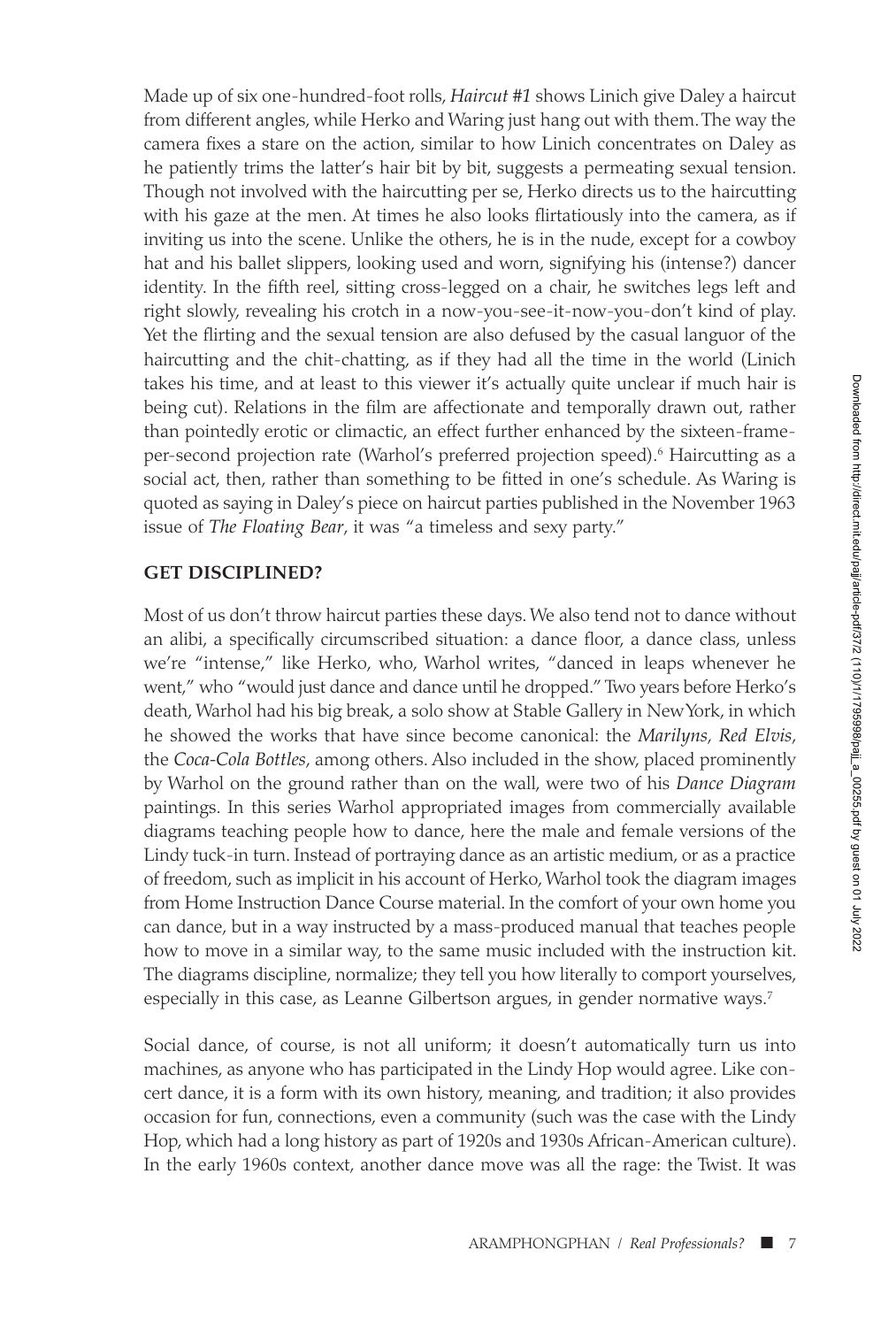Made up of six one-hundred-foot rolls, *Haircut #1* shows Linich give Daley a haircut from different angles, while Herko and Waring just hang out with them. The way the camera fixes a stare on the action, similar to how Linich concentrates on Daley as he patiently trims the latter's hair bit by bit, suggests a permeating sexual tension. Though not involved with the haircutting per se, Herko directs us to the haircutting with his gaze at the men. At times he also looks flirtatiously into the camera, as if inviting us into the scene. Unlike the others, he is in the nude, except for a cowboy hat and his ballet slippers, looking used and worn, signifying his (intense?) dancer identity. In the fifth reel, sitting cross-legged on a chair, he switches legs left and right slowly, revealing his crotch in a now-you-see-it-now-you-don't kind of play. Yet the flirting and the sexual tension are also defused by the casual languor of the haircutting and the chit-chatting, as if they had all the time in the world (Linich takes his time, and at least to this viewer it's actually quite unclear if much hair is being cut). Relations in the film are affectionate and temporally drawn out, rather than pointedly erotic or climactic, an effect further enhanced by the sixteen-frame-per-second projection rate (Warhol's preferred projection speed).[6] Haircutting as a social act, then, rather than something to be fitted in one's schedule. As Waring is quoted as saying in Daley's piece on haircut parties published in the November 1963 issue of *The Floating Bear*, it was "a timeless and sexy party."

## GET DISCIPLINED?

Most of us don't throw haircut parties these days. We also tend not to dance without an alibi, a specifically circumscribed situation: a dance floor, a dance class, unless we're "intense," like Herko, who, Warhol writes, "danced in leaps whenever he went," who "would just dance and dance until he dropped." Two years before Herko's death, Warhol had his big break, a solo show at Stable Gallery in New York, in which he showed the works that have since become canonical: the *Marilyns*, *Red Elvis*, the *Coca-Cola Bottles*, among others. Also included in the show, placed prominently by Warhol on the ground rather than on the wall, were two of his *Dance Diagram* paintings. In this series Warhol appropriated images from commercially available diagrams teaching people how to dance, here the male and female versions of the Lindy tuck-in turn. Instead of portraying dance as an artistic medium, or as a practice of freedom, such as implicit in his account of Herko, Warhol took the diagram images from Home Instruction Dance Course material. In the comfort of your own home you can dance, but in a way instructed by a mass-produced manual that teaches people how to move in a similar way, to the same music included with the instruction kit. The diagrams discipline, normalize; they tell you how literally to comport yourselves, especially in this case, as Leanne Gilbertson argues, in gender normative ways.[7]

Social dance, of course, is not all uniform; it doesn't automatically turn us into machines, as anyone who has participated in the Lindy Hop would agree. Like concert dance, it is a form with its own history, meaning, and tradition; it also provides occasion for fun, connections, even a community (such was the case with the Lindy Hop, which had a long history as part of 1920s and 1930s African-American culture). In the early 1960s context, another dance move was all the rage: the Twist. It was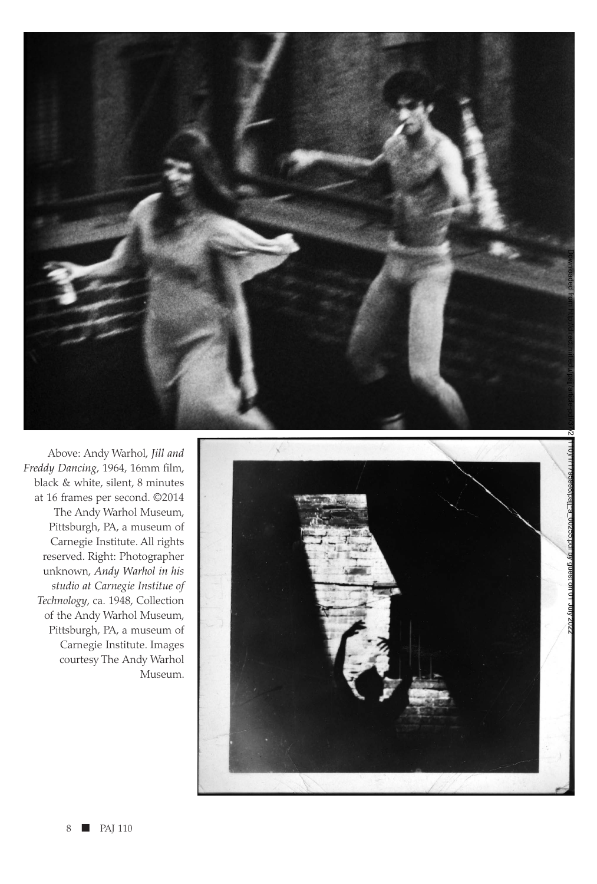Above: Andy Warhol, *Jill and Freddy Dancing*, 1964, 16mm film, black & white, silent, 8 minutes at 16 frames per second. ©2014 The Andy Warhol Museum, Pittsburgh, PA, a museum of Carnegie Institute. All rights reserved. Right: Photographer unknown, *Andy Warhol in his studio at Carnegie Institue of Technology*, ca. 1948, Collection of the Andy Warhol Museum, Pittsburgh, PA, a museum of Carnegie Institute. Images courtesy The Andy Warhol Museum.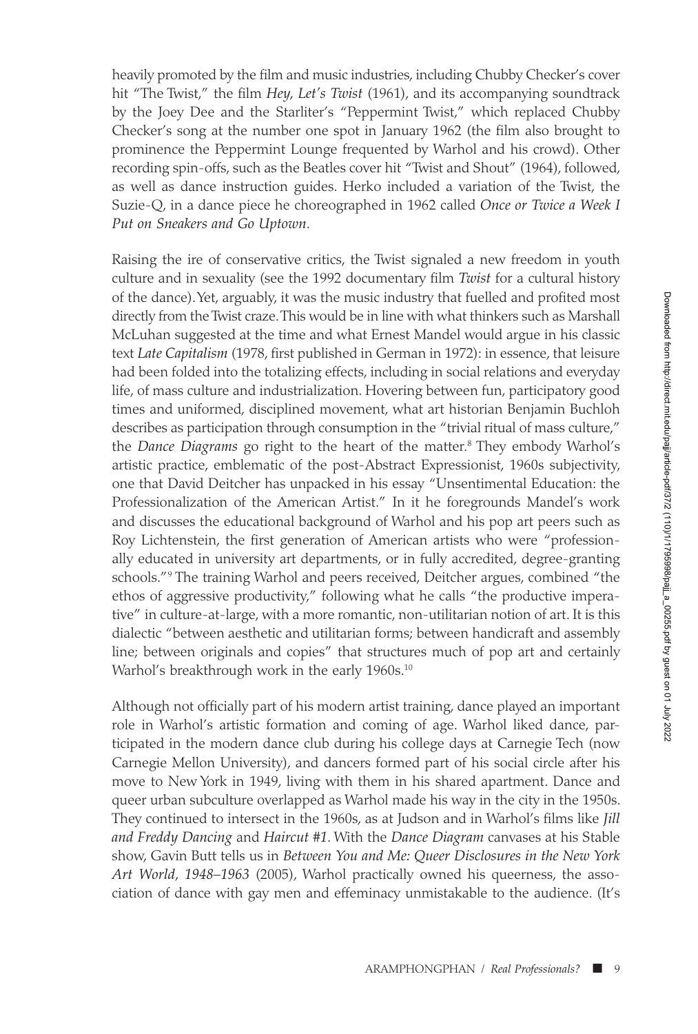heavily promoted by the film and music industries, including Chubby Checker's cover hit "The Twist," the film *Hey, Let's Twist* (1961), and its accompanying soundtrack by the Joey Dee and the Starliter's "Peppermint Twist," which replaced Chubby Checker's song at the number one spot in January 1962 (the film also brought to prominence the Peppermint Lounge frequented by Warhol and his crowd). Other recording spin-offs, such as the Beatles cover hit "Twist and Shout" (1964), followed, as well as dance instruction guides. Herko included a variation of the Twist, the Suzie-Q, in a dance piece he choreographed in 1962 called *Once or Twice a Week I Put on Sneakers and Go Uptown*.

Raising the ire of conservative critics, the Twist signaled a new freedom in youth culture and in sexuality (see the 1992 documentary film *Twist* for a cultural history of the dance). Yet, arguably, it was the music industry that fuelled and profited most directly from the Twist craze. This would be in line with what thinkers such as Marshall McLuhan suggested at the time and what Ernest Mandel would argue in his classic text *Late Capitalism* (1978, first published in German in 1972): in essence, that leisure had been folded into the totalizing effects, including in social relations and everyday life, of mass culture and industrialization. Hovering between fun, participatory good times and uniformed, disciplined movement, what art historian Benjamin Buchloh describes as participation through consumption in the "trivial ritual of mass culture," the *Dance Diagrams* go right to the heart of the matter.[8] They embody Warhol's artistic practice, emblematic of the post-Abstract Expressionist, 1960s subjectivity, one that David Deitcher has unpacked in his essay "Unsentimental Education: the Professionalization of the American Artist." In it he foregrounds Mandel's work and discusses the educational background of Warhol and his pop art peers such as Roy Lichtenstein, the first generation of American artists who were "professionally educated in university art departments, or in fully accredited, degree-granting schools."[9] The training Warhol and peers received, Deitcher argues, combined "the ethos of aggressive productivity," following what he calls "the productive imperative" in culture-at-large, with a more romantic, non-utilitarian notion of art. It is this dialectic "between aesthetic and utilitarian forms; between handicraft and assembly line; between originals and copies" that structures much of pop art and certainly Warhol's breakthrough work in the early 1960s.[10]

Although not officially part of his modern artist training, dance played an important role in Warhol's artistic formation and coming of age. Warhol liked dance, participated in the modern dance club during his college days at Carnegie Tech (now Carnegie Mellon University), and dancers formed part of his social circle after his move to New York in 1949, living with them in his shared apartment. Dance and queer urban subculture overlapped as Warhol made his way in the city in the 1950s. They continued to intersect in the 1960s, as at Judson and in Warhol's films like *Jill and Freddy Dancing* and *Haircut #1*. With the *Dance Diagram* canvases at his Stable show, Gavin Butt tells us in *Between You and Me: Queer Disclosures in the New York Art World, 1948–1963* (2005), Warhol practically owned his queerness, the association of dance with gay men and effeminacy unmistakable to the audience. (It's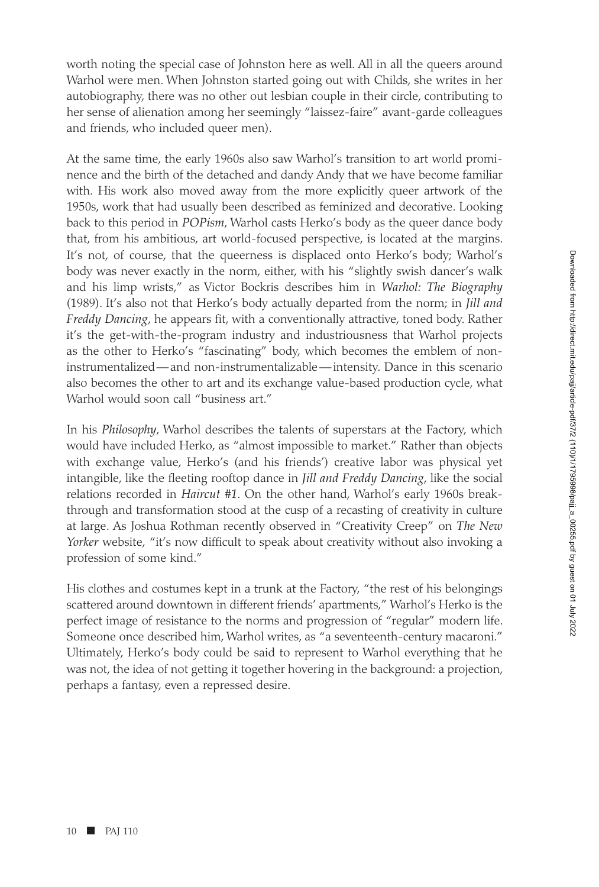worth noting the special case of Johnston here as well. All in all the queers around Warhol were men. When Johnston started going out with Childs, she writes in her autobiography, there was no other out lesbian couple in their circle, contributing to her sense of alienation among her seemingly "laissez-faire" avant-garde colleagues and friends, who included queer men).

At the same time, the early 1960s also saw Warhol's transition to art world prominence and the birth of the detached and dandy Andy that we have become familiar with. His work also moved away from the more explicitly queer artwork of the 1950s, work that had usually been described as feminized and decorative. Looking back to this period in *POPism*, Warhol casts Herko's body as the queer dance body that, from his ambitious, art world-focused perspective, is located at the margins. It's not, of course, that the queerness is displaced onto Herko's body; Warhol's body was never exactly in the norm, either, with his "slightly swish dancer's walk and his limp wrists," as Victor Bockris describes him in *Warhol: The Biography* (1989). It's also not that Herko's body actually departed from the norm; in *Jill and Freddy Dancing*, he appears fit, with a conventionally attractive, toned body. Rather it's the get-with-the-program industry and industriousness that Warhol projects as the other to Herko's "fascinating" body, which becomes the emblem of non-instrumentalized—and non-instrumentalizable—intensity. Dance in this scenario also becomes the other to art and its exchange value-based production cycle, what Warhol would soon call "business art."

In his *Philosophy*, Warhol describes the talents of superstars at the Factory, which would have included Herko, as "almost impossible to market." Rather than objects with exchange value, Herko's (and his friends') creative labor was physical yet intangible, like the fleeting rooftop dance in *Jill and Freddy Dancing*, like the social relations recorded in *Haircut #1*. On the other hand, Warhol's early 1960s breakthrough and transformation stood at the cusp of a recasting of creativity in culture at large. As Joshua Rothman recently observed in "Creativity Creep" on *The New Yorker* website, "it's now difficult to speak about creativity without also invoking a profession of some kind."

His clothes and costumes kept in a trunk at the Factory, "the rest of his belongings scattered around downtown in different friends' apartments," Warhol's Herko is the perfect image of resistance to the norms and progression of "regular" modern life. Someone once described him, Warhol writes, as "a seventeenth-century macaroni." Ultimately, Herko's body could be said to represent to Warhol everything that he was not, the idea of not getting it together hovering in the background: a projection, perhaps a fantasy, even a repressed desire.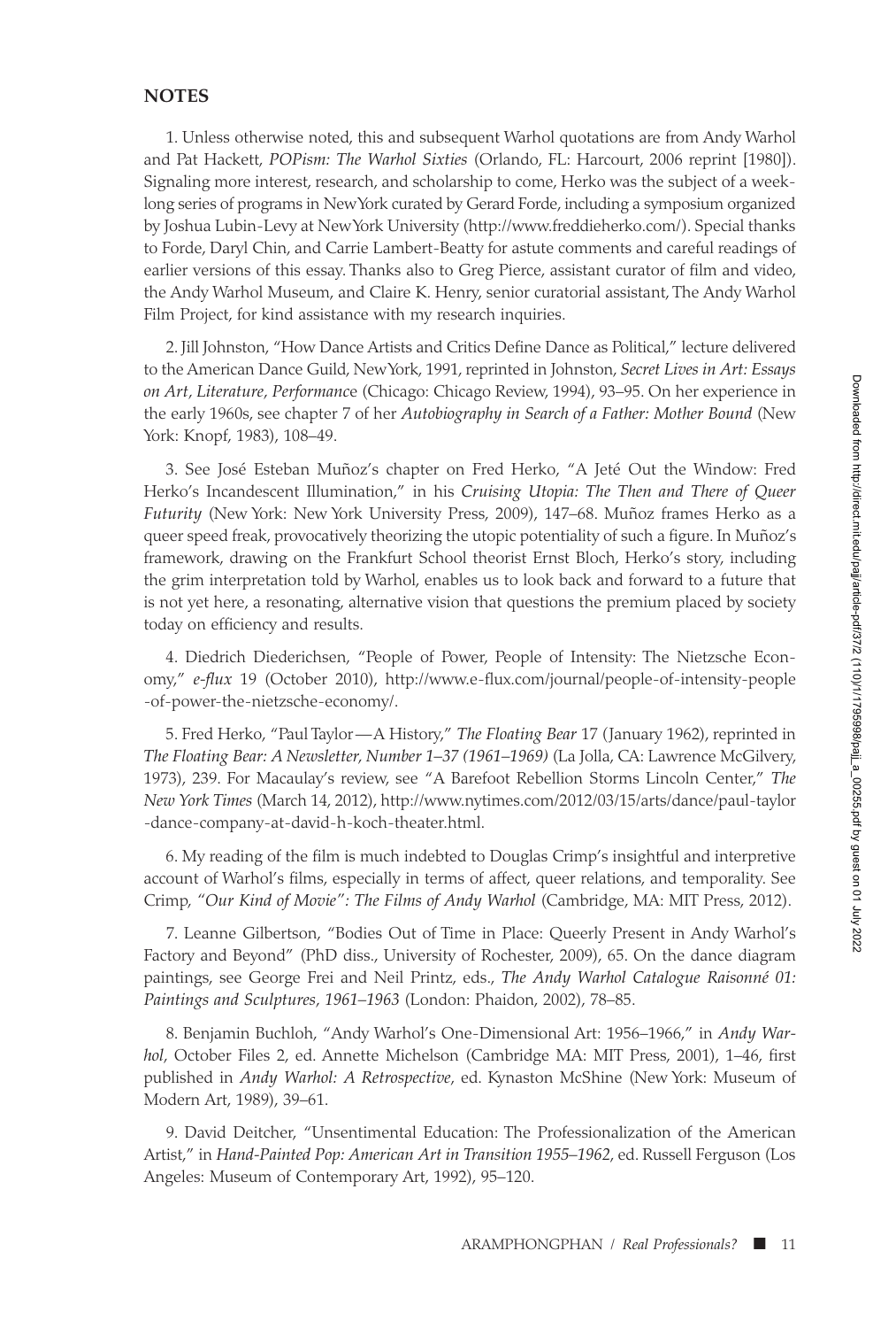## NOTES

1. Unless otherwise noted, this and subsequent Warhol quotations are from Andy Warhol and Pat Hackett, *POPism: The Warhol Sixties* (Orlando, FL: Harcourt, 2006 reprint [1980]). Signaling more interest, research, and scholarship to come, Herko was the subject of a week-long series of programs in New York curated by Gerard Forde, including a symposium organized by Joshua Lubin-Levy at New York University (http://www.freddieherko.com/). Special thanks to Forde, Daryl Chin, and Carrie Lambert-Beatty for astute comments and careful readings of earlier versions of this essay. Thanks also to Greg Pierce, assistant curator of film and video, the Andy Warhol Museum, and Claire K. Henry, senior curatorial assistant, The Andy Warhol Film Project, for kind assistance with my research inquiries.

2. Jill Johnston, "How Dance Artists and Critics Define Dance as Political," lecture delivered to the American Dance Guild, New York, 1991, reprinted in Johnston, *Secret Lives in Art: Essays on Art, Literature, Performance* (Chicago: Chicago Review, 1994), 93–95. On her experience in the early 1960s, see chapter 7 of her *Autobiography in Search of a Father: Mother Bound* (New York: Knopf, 1983), 108–49.

3. See José Esteban Muñoz's chapter on Fred Herko, "A Jeté Out the Window: Fred Herko's Incandescent Illumination," in his *Cruising Utopia: The Then and There of Queer Futurity* (New York: New York University Press, 2009), 147–68. Muñoz frames Herko as a queer speed freak, provocatively theorizing the utopic potentiality of such a figure. In Muñoz's framework, drawing on the Frankfurt School theorist Ernst Bloch, Herko's story, including the grim interpretation told by Warhol, enables us to look back and forward to a future that is not yet here, a resonating, alternative vision that questions the premium placed by society today on efficiency and results.

4. Diedrich Diederichsen, "People of Power, People of Intensity: The Nietzsche Economy," *e-flux* 19 (October 2010), http://www.e-flux.com/journal/people-of-intensity-people-of-power-the-nietzsche-economy/.

5. Fred Herko, "Paul Taylor—A History," *The Floating Bear* 17 (January 1962), reprinted in *The Floating Bear: A Newsletter, Number 1–37 (1961–1969)* (La Jolla, CA: Lawrence McGilvery, 1973), 239. For Macaulay's review, see "A Barefoot Rebellion Storms Lincoln Center," *The New York Times* (March 14, 2012), http://www.nytimes.com/2012/03/15/arts/dance/paul-taylor-dance-company-at-david-h-koch-theater.html.

6. My reading of the film is much indebted to Douglas Crimp's insightful and interpretive account of Warhol's films, especially in terms of affect, queer relations, and temporality. See Crimp, *"Our Kind of Movie": The Films of Andy Warhol* (Cambridge, MA: MIT Press, 2012).

7. Leanne Gilbertson, "Bodies Out of Time in Place: Queerly Present in Andy Warhol's Factory and Beyond" (PhD diss., University of Rochester, 2009), 65. On the dance diagram paintings, see George Frei and Neil Printz, eds., *The Andy Warhol Catalogue Raisonné 01: Paintings and Sculptures, 1961–1963* (London: Phaidon, 2002), 78–85.

8. Benjamin Buchloh, "Andy Warhol's One-Dimensional Art: 1956–1966," in *Andy Warhol*, October Files 2, ed. Annette Michelson (Cambridge MA: MIT Press, 2001), 1–46, first published in *Andy Warhol: A Retrospective*, ed. Kynaston McShine (New York: Museum of Modern Art, 1989), 39–61.

9. David Deitcher, "Unsentimental Education: The Professionalization of the American Artist," in *Hand-Painted Pop: American Art in Transition 1955–1962*, ed. Russell Ferguson (Los Angeles: Museum of Contemporary Art, 1992), 95–120.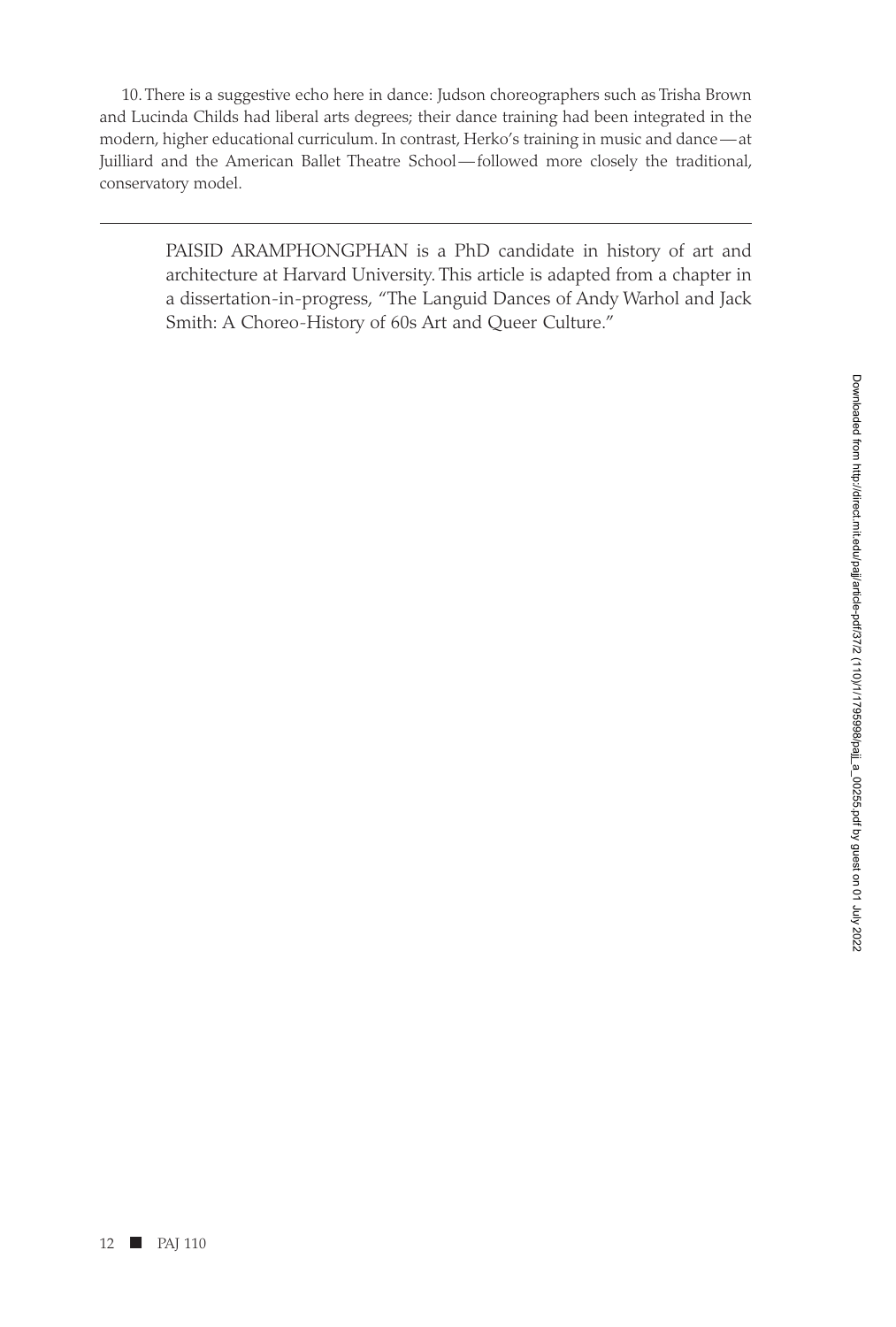10. There is a suggestive echo here in dance: Judson choreographers such as Trisha Brown and Lucinda Childs had liberal arts degrees; their dance training had been integrated in the modern, higher educational curriculum. In contrast, Herko's training in music and dance—at Juilliard and the American Ballet Theatre School—followed more closely the traditional, conservatory model.

---

PAISID ARAMPHONGPHAN is a PhD candidate in history of art and architecture at Harvard University. This article is adapted from a chapter in a dissertation-in-progress, "The Languid Dances of Andy Warhol and Jack Smith: A Choreo-History of 60s Art and Queer Culture."